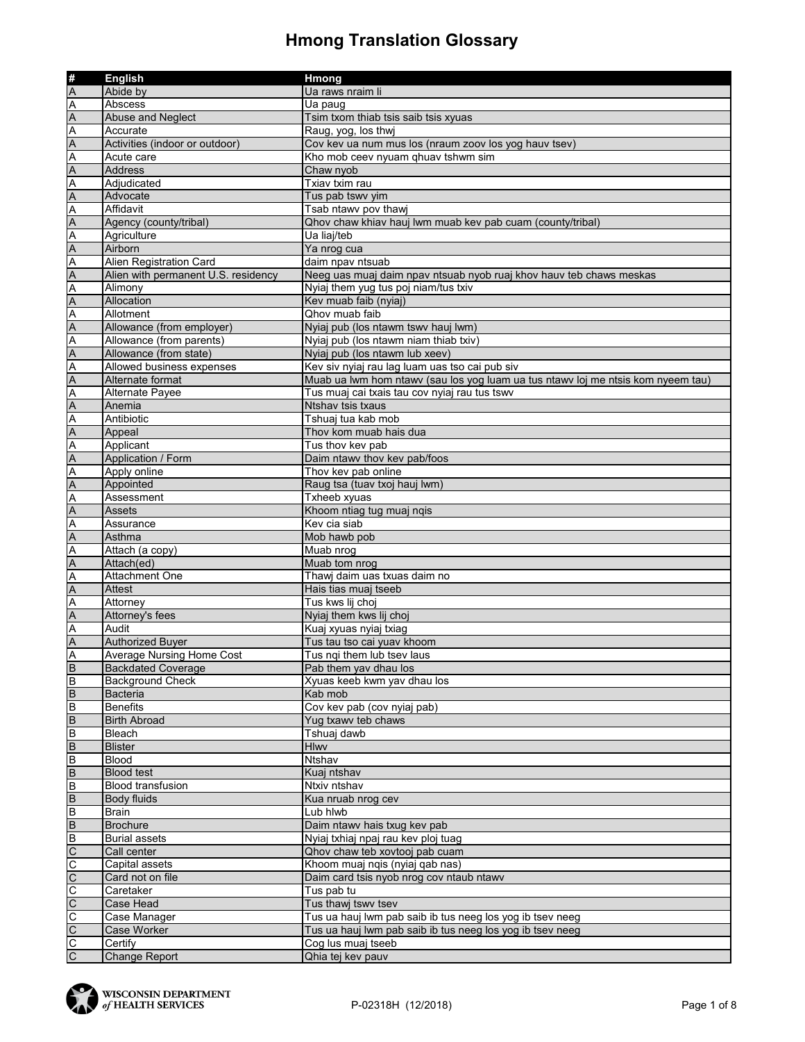# Hmong Translation Glossary

| # | English | Hmong |
|---|---|---|
| A | Abide by | Ua raws nraim li |
| A | Abscess | Ua paug |
| A | Abuse and Neglect | Tsim txom thiab tsis saib tsis xyuas |
| A | Accurate | Raug, yog, los thwj |
| A | Activities (indoor or outdoor) | Cov kev ua num mus los (nraum zoov los yog hauv tsev) |
| A | Acute care | Kho mob ceev nyuam qhuav tshwm sim |
| A | Address | Chaw nyob |
| A | Adjudicated | Txiav txim rau |
| A | Advocate | Tus pab tswv yim |
| A | Affidavit | Tsab ntawv pov thawj |
| A | Agency (county/tribal) | Qhov chaw khiav hauj lwm muab kev pab cuam (county/tribal) |
| A | Agriculture | Ua liaj/teb |
| A | Airborn | Ya nrog cua |
| A | Alien Registration Card | daim npav ntsuab |
| A | Alien with permanent U.S. residency | Neeg uas muaj daim npav ntsuab nyob ruaj khov hauv teb chaws meskas |
| A | Alimony | Nyiaj them yug tus poj niam/tus txiv |
| A | Allocation | Kev muab faib (nyiaj) |
| A | Allotment | Qhov muab faib |
| A | Allowance (from employer) | Nyiaj pub (los ntawm tswv hauj lwm) |
| A | Allowance (from parents) | Nyiaj pub (los ntawm niam thiab txiv) |
| A | Allowance (from state) | Nyiaj pub (los ntawm lub xeev) |
| A | Allowed business expenses | Kev siv nyiaj rau lag luam uas tso cai pub siv |
| A | Alternate format | Muab ua lwm hom ntawv (sau los yog luam ua tus ntawv loj me ntsis kom nyeem tau) |
| A | Alternate Payee | Tus muaj cai txais tau cov nyiaj rau tus tswv |
| A | Anemia | Ntshav tsis txaus |
| A | Antibiotic | Tshuaj tua kab mob |
| A | Appeal | Thov kom muab hais dua |
| A | Applicant | Tus thov kev pab |
| A | Application / Form | Daim ntawv thov kev pab/foos |
| A | Apply online | Thov kev pab online |
| A | Appointed | Raug tsa (tuav txoj hauj lwm) |
| A | Assessment | Txheeb xyuas |
| A | Assets | Khoom ntiag tug muaj nqis |
| A | Assurance | Kev cia siab |
| A | Asthma | Mob hawb pob |
| A | Attach (a copy) | Muab nrog |
| A | Attach(ed) | Muab tom nrog |
| A | Attachment One | Thawj daim uas txuas daim no |
| A | Attest | Hais tias muaj tseeb |
| A | Attorney | Tus kws lij choj |
| A | Attorney's fees | Nyiaj them kws lij choj |
| A | Audit | Kuaj xyuas nyiaj txiag |
| A | Authorized Buyer | Tus tau tso cai yuav khoom |
| A | Average Nursing Home Cost | Tus nqi them lub tsev laus |
| B | Backdated Coverage | Pab them yav dhau los |
| B | Background Check | Xyuas keeb kwm yav dhau los |
| B | Bacteria | Kab mob |
| B | Benefits | Cov kev pab (cov nyiaj pab) |
| B | Birth Abroad | Yug txawv teb chaws |
| B | Bleach | Tshuaj dawb |
| B | Blister | Hlwv |
| B | Blood | Ntshav |
| B | Blood test | Kuaj ntshav |
| B | Blood transfusion | Ntxiv ntshav |
| B | Body fluids | Kua nruab nrog cev |
| B | Brain | Lub hlwb |
| B | Brochure | Daim ntawv hais txug kev pab |
| B | Burial assets | Nyiaj txhiaj npaj rau kev ploj tuag |
| C | Call center | Qhov chaw teb xovtooj pab cuam |
| C | Capital assets | Khoom muaj nqis (nyiaj qab nas) |
| C | Card not on file | Daim card tsis nyob nrog cov ntaub ntawv |
| C | Caretaker | Tus pab tu |
| C | Case Head | Tus thawj tswv tsev |
| C | Case Manager | Tus ua hauj lwm pab saib ib tus neeg los yog ib tsev neeg |
| C | Case Worker | Tus ua hauj lwm pab saib ib tus neeg los yog ib tsev neeg |
| C | Certify | Cog lus muaj tseeb |
| C | Change Report | Qhia tej kev pauv |

WISCONSIN DEPARTMENT of HEALTH SERVICES

P-02318H (12/2018)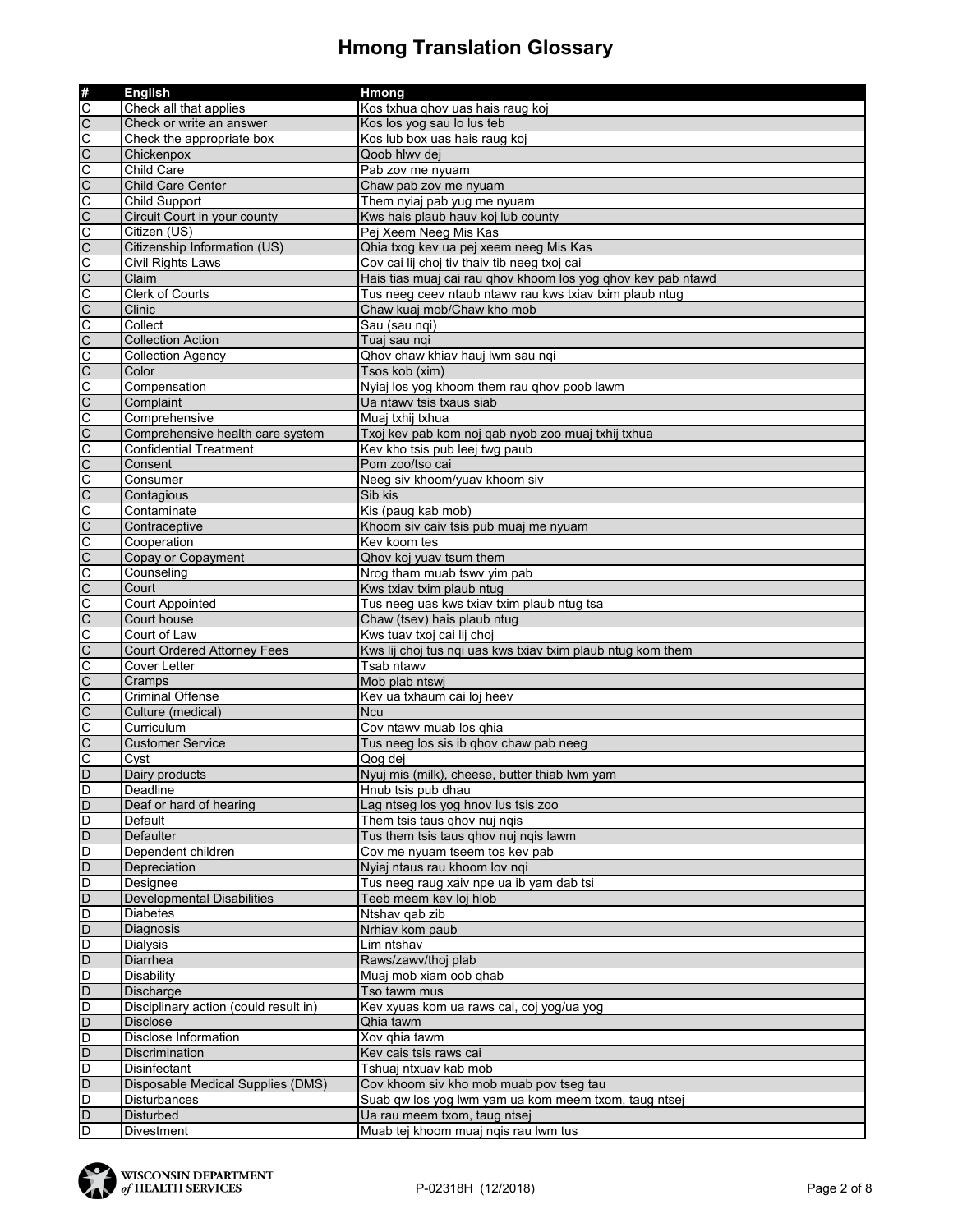# Hmong Translation Glossary

| # | English | Hmong |
|---|---|---|
| C | Check all that applies | Kos txhua qhov uas hais raug koj |
| C | Check or write an answer | Kos los yog sau lo lus teb |
| C | Check the appropriate box | Kos lub box uas hais raug koj |
| C | Chickenpox | Qoob hlwv dej |
| C | Child Care | Pab zov me nyuam |
| C | Child Care Center | Chaw pab zov me nyuam |
| C | Child Support | Them nyiaj pab yug me nyuam |
| C | Circuit Court in your county | Kws hais plaub hauv koj lub county |
| C | Citizen (US) | Pej Xeem Neeg Mis Kas |
| C | Citizenship Information (US) | Qhia txog kev ua pej xeem neeg Mis Kas |
| C | Civil Rights Laws | Cov cai lij choj tiv thaiv tib neeg txoj cai |
| C | Claim | Hais tias muaj cai rau qhov khoom los yog qhov kev pab ntawd |
| C | Clerk of Courts | Tus neeg ceev ntaub ntawv rau kws txiav txim plaub ntug |
| C | Clinic | Chaw kuaj mob/Chaw kho mob |
| C | Collect | Sau (sau nqi) |
| C | Collection Action | Tuaj sau nqi |
| C | Collection Agency | Qhov chaw khiav hauj lwm sau nqi |
| C | Color | Tsos kob (xim) |
| C | Compensation | Nyiaj los yog khoom them rau qhov poob lawm |
| C | Complaint | Ua ntawv tsis txaus siab |
| C | Comprehensive | Muaj txhij txhua |
| C | Comprehensive health care system | Txoj kev pab kom noj qab nyob zoo muaj txhij txhua |
| C | Confidential Treatment | Kev kho tsis pub leej twg paub |
| C | Consent | Pom zoo/tso cai |
| C | Consumer | Neeg siv khoom/yuav khoom siv |
| C | Contagious | Sib kis |
| C | Contaminate | Kis (paug kab mob) |
| C | Contraceptive | Khoom siv caiv tsis pub muaj me nyuam |
| C | Cooperation | Kev koom tes |
| C | Copay or Copayment | Qhov koj yuav tsum them |
| C | Counseling | Nrog tham muab tswv yim pab |
| C | Court | Kws txiav txim plaub ntug |
| C | Court Appointed | Tus neeg uas kws txiav txim plaub ntug tsa |
| C | Court house | Chaw (tsev) hais plaub ntug |
| C | Court of Law | Kws tuav txoj cai lij choj |
| C | Court Ordered Attorney Fees | Kws lij choj tus nqi uas kws txiav txim plaub ntug kom them |
| C | Cover Letter | Tsab ntawv |
| C | Cramps | Mob plab ntswj |
| C | Criminal Offense | Kev ua txhaum cai loj heev |
| C | Culture (medical) | Ncu |
| C | Curriculum | Cov ntawv muab los qhia |
| C | Customer Service | Tus neeg los sis ib qhov chaw pab neeg |
| C | Cyst | Qog dej |
| D | Dairy products | Nyuj mis (milk), cheese, butter thiab lwm yam |
| D | Deadline | Hnub tsis pub dhau |
| D | Deaf or hard of hearing | Lag ntseg los yog hnov lus tsis zoo |
| D | Default | Them tsis taus qhov nuj nqis |
| D | Defaulter | Tus them tsis taus qhov nuj nqis lawm |
| D | Dependent children | Cov me nyuam tseem tos kev pab |
| D | Depreciation | Nyiaj ntaus rau khoom lov nqi |
| D | Designee | Tus neeg raug xaiv npe ua ib yam dab tsi |
| D | Developmental Disabilities | Teeb meem kev loj hlob |
| D | Diabetes | Ntshav qab zib |
| D | Diagnosis | Nrhiav kom paub |
| D | Dialysis | Lim ntshav |
| D | Diarrhea | Raws/zawv/thoj plab |
| D | Disability | Muaj mob xiam oob qhab |
| D | Discharge | Tso tawm mus |
| D | Disciplinary action (could result in) | Kev xyuas kom ua raws cai, coj yog/ua yog |
| D | Disclose | Qhia tawm |
| D | Disclose Information | Xov qhia tawm |
| D | Discrimination | Kev cais tsis raws cai |
| D | Disinfectant | Tshuaj ntxuav kab mob |
| D | Disposable Medical Supplies (DMS) | Cov khoom siv kho mob muab pov tseg tau |
| D | Disturbances | Suab qw los yog lwm yam ua kom meem txom, taug ntsej |
| D | Disturbed | Ua rau meem txom, taug ntsej |
| D | Divestment | Muab tej khoom muaj nqis rau lwm tus |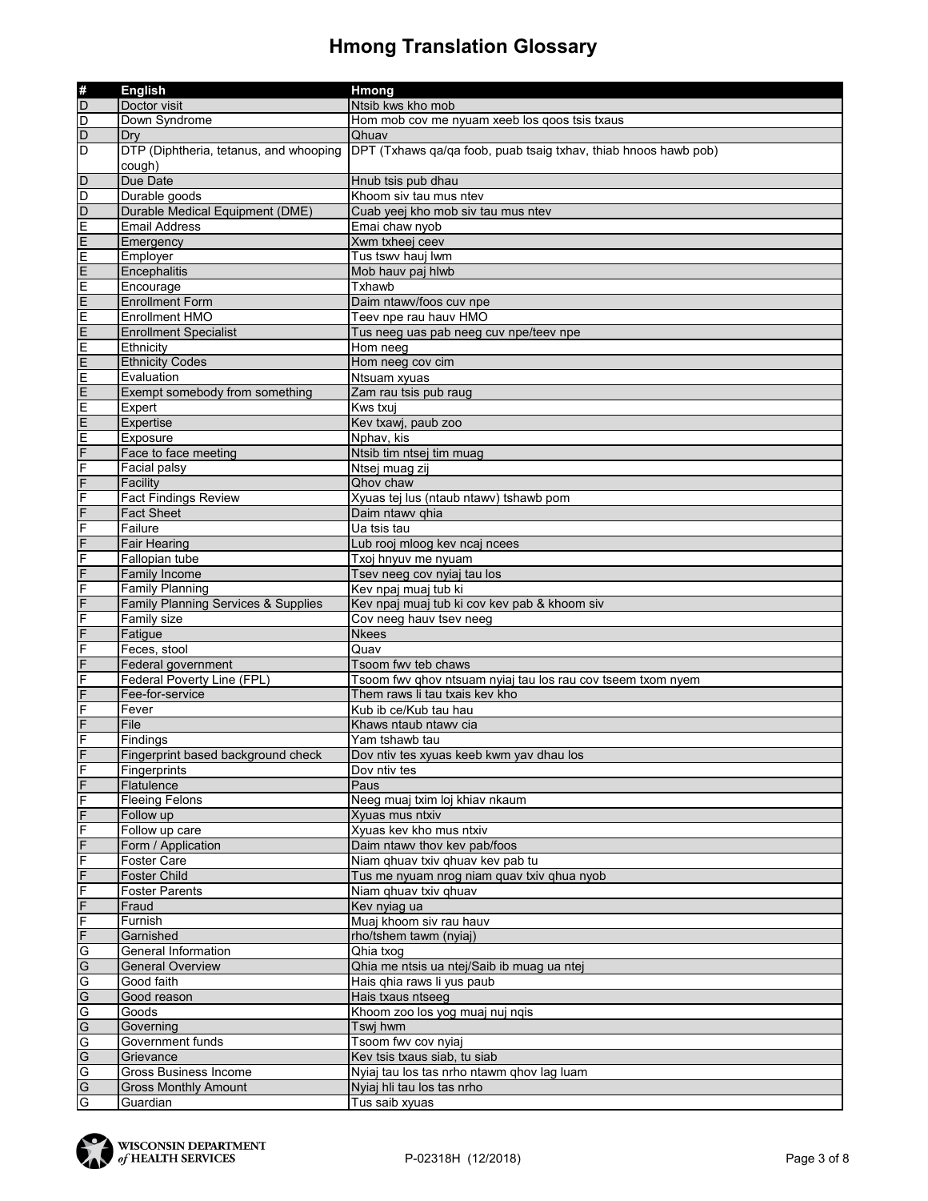# Hmong Translation Glossary

| # | English | Hmong |
|---|---|---|
| D | Doctor visit | Ntsib kws kho mob |
| D | Down Syndrome | Hom mob cov me nyuam xeeb los qoos tsis txaus |
| D | Dry | Qhuav |
| D | DTP (Diphtheria, tetanus, and whooping cough) | DPT (Txhaws qa/qa foob, puab tsaig txhav, thiab hnoos hawb pob) |
| D | Due Date | Hnub tsis pub dhau |
| D | Durable goods | Khoom siv tau mus ntev |
| D | Durable Medical Equipment (DME) | Cuab yeej kho mob siv tau mus ntev |
| E | Email Address | Emai chaw nyob |
| E | Emergency | Xwm txheej ceev |
| E | Employer | Tus tswv hauj lwm |
| E | Encephalitis | Mob hauv paj hlwb |
| E | Encourage | Txhawb |
| E | Enrollment Form | Daim ntawv/foos cuv npe |
| E | Enrollment HMO | Teev npe rau hauv HMO |
| E | Enrollment Specialist | Tus neeg uas pab neeg cuv npe/teev npe |
| E | Ethnicity | Hom neeg |
| E | Ethnicity Codes | Hom neeg cov cim |
| E | Evaluation | Ntsuam xyuas |
| E | Exempt somebody from something | Zam rau tsis pub raug |
| E | Expert | Kws txuj |
| E | Expertise | Kev txawj, paub zoo |
| E | Exposure | Nphav, kis |
| F | Face to face meeting | Ntsib tim ntsej tim muag |
| F | Facial palsy | Ntsej muag zij |
| F | Facility | Qhov chaw |
| F | Fact Findings Review | Xyuas tej lus (ntaub ntawv) tshawb pom |
| F | Fact Sheet | Daim ntawv qhia |
| F | Failure | Ua tsis tau |
| F | Fair Hearing | Lub rooj mloog kev ncaj ncees |
| F | Fallopian tube | Txoj hnyuv me nyuam |
| F | Family Income | Tsev neeg cov nyiaj tau los |
| F | Family Planning | Kev npaj muaj tub ki |
| F | Family Planning Services & Supplies | Kev npaj muaj tub ki cov kev pab & khoom siv |
| F | Family size | Cov neeg hauv tsev neeg |
| F | Fatigue | Nkees |
| F | Feces, stool | Quav |
| F | Federal government | Tsoom fwv teb chaws |
| F | Federal Poverty Line (FPL) | Tsoom fwv qhov ntsuam nyiaj tau los rau cov tseem txom nyem |
| F | Fee-for-service | Them raws li tau txais kev kho |
| F | Fever | Kub ib ce/Kub tau hau |
| F | File | Khaws ntaub ntawv cia |
| F | Findings | Yam tshawb tau |
| F | Fingerprint based background check | Dov ntiv tes xyuas keeb kwm yav dhau los |
| F | Fingerprints | Dov ntiv tes |
| F | Flatulence | Paus |
| F | Fleeing Felons | Neeg muaj txim loj khiav nkaum |
| F | Follow up | Xyuas mus ntxiv |
| F | Follow up care | Xyuas kev kho mus ntxiv |
| F | Form / Application | Daim ntawv thov kev pab/foos |
| F | Foster Care | Niam qhuav txiv qhuav kev pab tu |
| F | Foster Child | Tus me nyuam nrog niam quav txiv qhua nyob |
| F | Foster Parents | Niam qhuav txiv qhuav |
| F | Fraud | Kev nyiag ua |
| F | Furnish | Muaj khoom siv rau hauv |
| F | Garnished | rho/tshem tawm (nyiaj) |
| G | General Information | Qhia txog |
| G | General Overview | Qhia me ntsis ua ntej/Saib ib muag ua ntej |
| G | Good faith | Hais qhia raws li yus paub |
| G | Good reason | Hais txaus ntseeg |
| G | Goods | Khoom zoo los yog muaj nuj nqis |
| G | Governing | Tswj hwm |
| G | Government funds | Tsoom fwv cov nyiaj |
| G | Grievance | Kev tsis txaus siab, tu siab |
| G | Gross Business Income | Nyiaj tau los tas nrho ntawm qhov lag luam |
| G | Gross Monthly Amount | Nyiaj hli tau los tas nrho |
| G | Guardian | Tus saib xyuas |

WISCONSIN DEPARTMENT of HEALTH SERVICES

P-02318H (12/2018)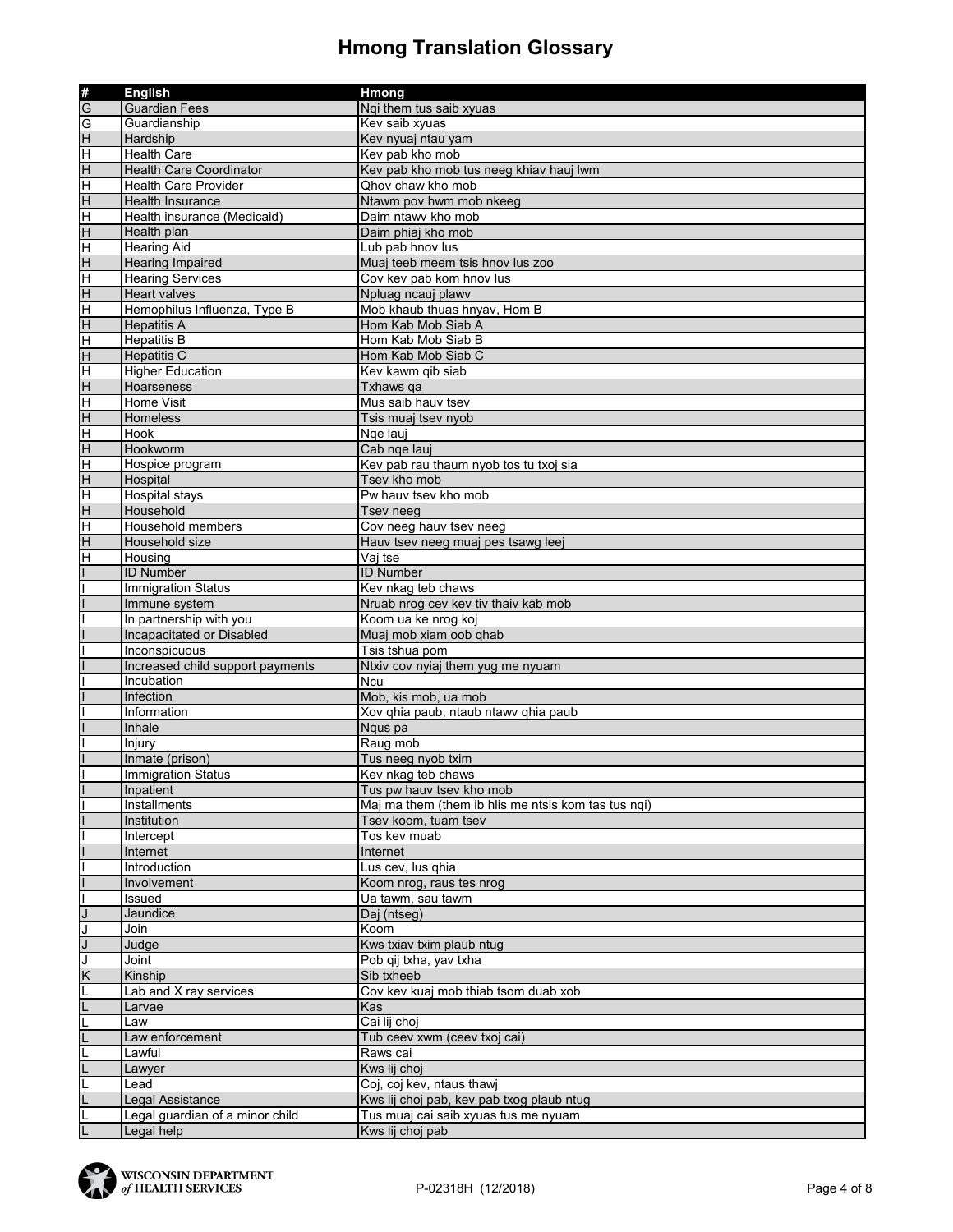# Hmong Translation Glossary

| # | English | Hmong |
|---|---|---|
| G | Guardian Fees | Nqi them tus saib xyuas |
| G | Guardianship | Kev saib xyuas |
| H | Hardship | Kev nyuaj ntau yam |
| H | Health Care | Kev pab kho mob |
| H | Health Care Coordinator | Kev pab kho mob tus neeg khiav hauj lwm |
| H | Health Care Provider | Qhov chaw kho mob |
| H | Health Insurance | Ntawm pov hwm mob nkeeg |
| H | Health insurance (Medicaid) | Daim ntawv kho mob |
| H | Health plan | Daim phiaj kho mob |
| H | Hearing Aid | Lub pab hnov lus |
| H | Hearing Impaired | Muaj teeb meem tsis hnov lus zoo |
| H | Hearing Services | Cov kev pab kom hnov lus |
| H | Heart valves | Npluag ncauj plawv |
| H | Hemophilus Influenza, Type B | Mob khaub thuas hnyav, Hom B |
| H | Hepatitis A | Hom Kab Mob Siab A |
| H | Hepatitis B | Hom Kab Mob Siab B |
| H | Hepatitis C | Hom Kab Mob Siab C |
| H | Higher Education | Kev kawm qib siab |
| H | Hoarseness | Txhaws qa |
| H | Home Visit | Mus saib hauv tsev |
| H | Homeless | Tsis muaj tsev nyob |
| H | Hook | Nqe lauj |
| H | Hookworm | Cab nqe lauj |
| H | Hospice program | Kev pab rau thaum nyob tos tu txoj sia |
| H | Hospital | Tsev kho mob |
| H | Hospital stays | Pw hauv tsev kho mob |
| H | Household | Tsev neeg |
| H | Household members | Cov neeg hauv tsev neeg |
| H | Household size | Hauv tsev neeg muaj pes tsawg leej |
| H | Housing | Vaj tse |
| I | ID Number | ID Number |
| I | Immigration Status | Kev nkag teb chaws |
| I | Immune system | Nruab nrog cev kev tiv thaiv kab mob |
| I | In partnership with you | Koom ua ke nrog koj |
| I | Incapacitated or Disabled | Muaj mob xiam oob qhab |
| I | Inconspicuous | Tsis tshua pom |
| I | Increased child support payments | Ntxiv cov nyiaj them yug me nyuam |
| I | Incubation | Ncu |
| I | Infection | Mob, kis mob, ua mob |
| I | Information | Xov qhia paub, ntaub ntawv qhia paub |
| I | Inhale | Nqus pa |
| I | Injury | Raug mob |
| I | Inmate (prison) | Tus neeg nyob txim |
| I | Immigration Status | Kev nkag teb chaws |
| I | Inpatient | Tus pw hauv tsev kho mob |
| I | Installments | Maj ma them (them ib hlis me ntsis kom tas tus nqi) |
| I | Institution | Tsev koom, tuam tsev |
| I | Intercept | Tos kev muab |
| I | Internet | Internet |
| I | Introduction | Lus cev, lus qhia |
| I | Involvement | Koom nrog, raus tes nrog |
| I | Issued | Ua tawm, sau tawm |
| J | Jaundice | Daj (ntseg) |
| J | Join | Koom |
| J | Judge | Kws txiav txim plaub ntug |
| J | Joint | Pob qij txha, yav txha |
| K | Kinship | Sib txheeb |
| L | Lab and X ray services | Cov kev kuaj mob thiab tsom duab xob |
| L | Larvae | Kas |
| L | Law | Cai lij choj |
| L | Law enforcement | Tub ceev xwm (ceev txoj cai) |
| L | Lawful | Raws cai |
| L | Lawyer | Kws lij choj |
| L | Lead | Coj, coj kev, ntaus thawj |
| L | Legal Assistance | Kws lij choj pab, kev pab txog plaub ntug |
| L | Legal guardian of a minor child | Tus muaj cai saib xyuas tus me nyuam |
| L | Legal help | Kws lij choj pab |

WISCONSIN DEPARTMENT of HEALTH SERVICES

P-02318H (12/2018)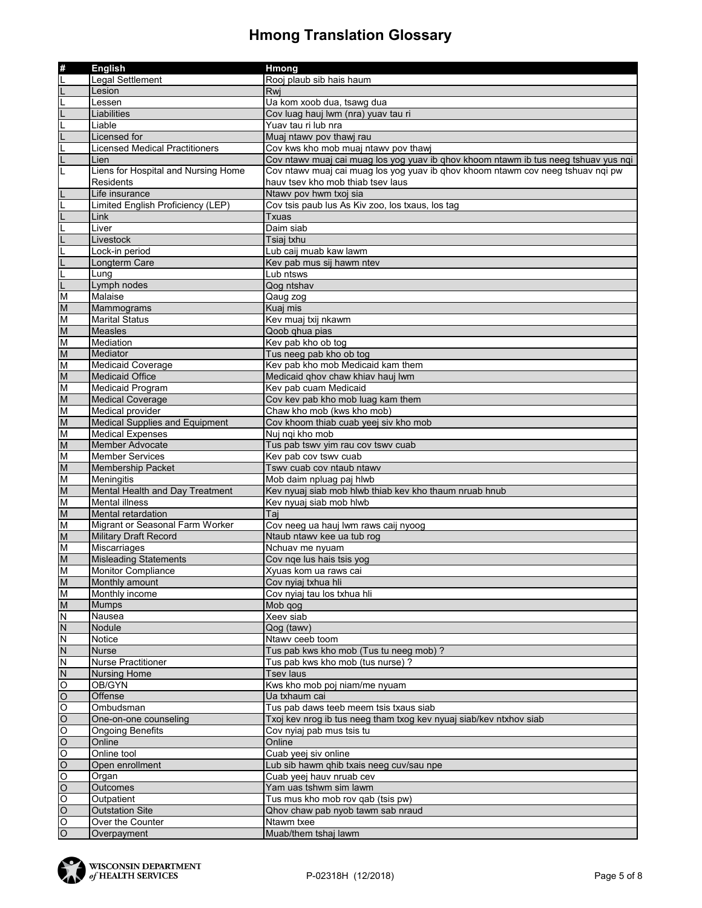# Hmong Translation Glossary

| # | English | Hmong |
|---|---|---|
| L | Legal Settlement | Rooj plaub sib hais haum |
| L | Lesion | Rwj |
| L | Lessen | Ua kom xoob dua, tsawg dua |
| L | Liabilities | Cov luag hauj lwm (nra) yuav tau ri |
| L | Liable | Yuav tau ri lub nra |
| L | Licensed for | Muaj ntawv pov thawj rau |
| L | Licensed Medical Practitioners | Cov kws kho mob muaj ntawv pov thawj |
| L | Lien | Cov ntawv muaj cai muag los yog yuav ib qhov khoom ntawm ib tus neeg tshuav yus nqi |
| L | Liens for Hospital and Nursing Home Residents | Cov ntawv muaj cai muag los yog yuav ib qhov khoom ntawm cov neeg tshuav nqi pw hauv tsev kho mob thiab tsev laus |
| L | Life insurance | Ntawv pov hwm txoj sia |
| L | Limited English Proficiency (LEP) | Cov tsis paub lus As Kiv zoo, los txaus, los tag |
| L | Link | Txuas |
| L | Liver | Daim siab |
| L | Livestock | Tsiaj txhu |
| L | Lock-in period | Lub caij muab kaw lawm |
| L | Longterm Care | Kev pab mus sij hawm ntev |
| L | Lung | Lub ntsws |
| L | Lymph nodes | Qog ntshav |
| M | Malaise | Qaug zog |
| M | Mammograms | Kuaj mis |
| M | Marital Status | Kev muaj txij nkawm |
| M | Measles | Qoob qhua pias |
| M | Mediation | Kev pab kho ob tog |
| M | Mediator | Tus neeg pab kho ob tog |
| M | Medicaid Coverage | Kev pab kho mob Medicaid kam them |
| M | Medicaid Office | Medicaid qhov chaw khiav hauj lwm |
| M | Medicaid Program | Kev pab cuam Medicaid |
| M | Medical Coverage | Cov kev pab kho mob luag kam them |
| M | Medical provider | Chaw kho mob (kws kho mob) |
| M | Medical Supplies and Equipment | Cov khoom thiab cuab yeej siv kho mob |
| M | Medical Expenses | Nuj nqi kho mob |
| M | Member Advocate | Tus pab tswv yim rau cov tswv cuab |
| M | Member Services | Kev pab cov tswv cuab |
| M | Membership Packet | Tswv cuab cov ntaub ntawv |
| M | Meningitis | Mob daim npluag paj hlwb |
| M | Mental Health and Day Treatment | Kev nyuaj siab mob hlwb thiab kev kho thaum nruab hnub |
| M | Mental illness | Kev nyuaj siab mob hlwb |
| M | Mental retardation | Taj |
| M | Migrant or Seasonal Farm Worker | Cov neeg ua hauj lwm raws caij nyoog |
| M | Military Draft Record | Ntaub ntawv kee ua tub rog |
| M | Miscarriages | Nchuav me nyuam |
| M | Misleading Statements | Cov nqe lus hais tsis yog |
| M | Monitor Compliance | Xyuas kom ua raws cai |
| M | Monthly amount | Cov nyiaj txhua hli |
| M | Monthly income | Cov nyiaj tau los txhua hli |
| M | Mumps | Mob qog |
| N | Nausea | Xeev siab |
| N | Nodule | Qog (tawv) |
| N | Notice | Ntawv ceeb toom |
| N | Nurse | Tus pab kws kho mob (Tus tu neeg mob) ? |
| N | Nurse Practitioner | Tus pab kws kho mob (tus nurse) ? |
| N | Nursing Home | Tsev laus |
| O | OB/GYN | Kws kho mob poj niam/me nyuam |
| O | Offense | Ua txhaum cai |
| O | Ombudsman | Tus pab daws teeb meem tsis txaus siab |
| O | One-on-one counseling | Txoj kev nrog ib tus neeg tham txog kev nyuaj siab/kev ntxhov siab |
| O | Ongoing Benefits | Cov nyiaj pab mus tsis tu |
| O | Online | Online |
| O | Online tool | Cuab yeej siv online |
| O | Open enrollment | Lub sib hawm qhib txais neeg cuv/sau npe |
| O | Organ | Cuab yeej hauv nruab cev |
| O | Outcomes | Yam uas tshwm sim lawm |
| O | Outpatient | Tus mus kho mob rov qab (tsis pw) |
| O | Outstation Site | Qhov chaw pab nyob tawm sab nraud |
| O | Over the Counter | Ntawm txee |
| O | Overpayment | Muab/them tshaj lawm |

P-02318H (12/2018)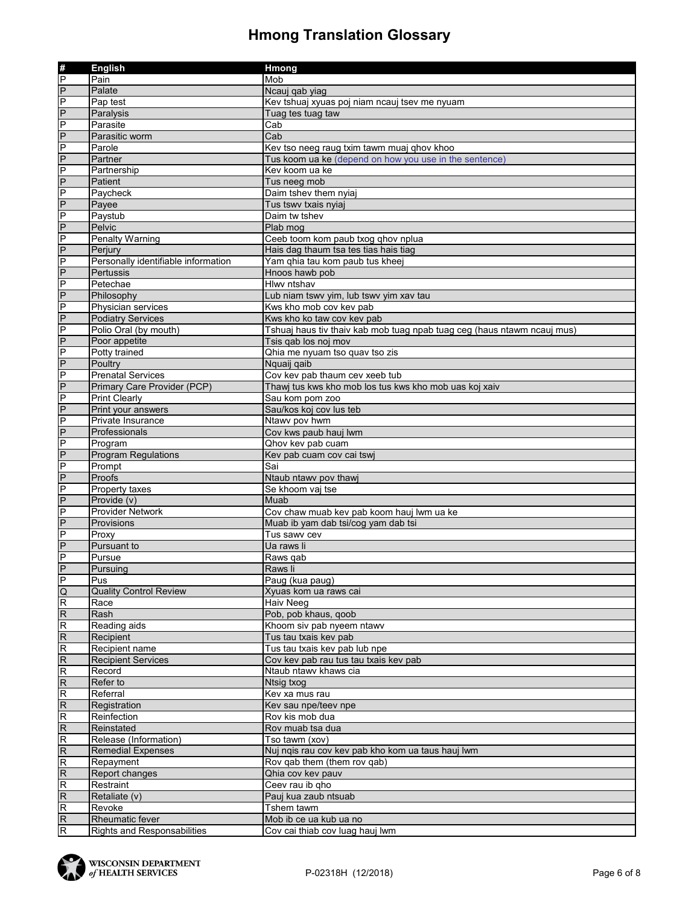# Hmong Translation Glossary

| # | English | Hmong |
|---|---|---|
| P | Pain | Mob |
| P | Palate | Ncauj qab yiag |
| P | Pap test | Kev tshuaj xyuas poj niam ncauj tsev me nyuam |
| P | Paralysis | Tuag tes tuag taw |
| P | Parasite | Cab |
| P | Parasitic worm | Cab |
| P | Parole | Kev tso neeg raug txim tawm muaj qhov khoo |
| P | Partner | Tus koom ua ke (depend on how you use in the sentence) |
| P | Partnership | Kev koom ua ke |
| P | Patient | Tus neeg mob |
| P | Paycheck | Daim tshev them nyiaj |
| P | Payee | Tus tswv txais nyiaj |
| P | Paystub | Daim tw tshev |
| P | Pelvic | Plab mog |
| P | Penalty Warning | Ceeb toom kom paub txog qhov nplua |
| P | Perjury | Hais dag thaum tsa tes tias hais tiag |
| P | Personally identifiable information | Yam qhia tau kom paub tus kheej |
| P | Pertussis | Hnoos hawb pob |
| P | Petechae | Hlwv ntshav |
| P | Philosophy | Lub niam tswv yim, lub tswv yim xav tau |
| P | Physician services | Kws kho mob cov kev pab |
| P | Podiatry Services | Kws kho ko taw cov kev pab |
| P | Polio Oral (by mouth) | Tshuaj haus tiv thaiv kab mob tuag npab tuag ceg (haus ntawm ncauj mus) |
| P | Poor appetite | Tsis qab los noj mov |
| P | Potty trained | Qhia me nyuam tso quav tso zis |
| P | Poultry | Nquaij qaib |
| P | Prenatal Services | Cov kev pab thaum cev xeeb tub |
| P | Primary Care Provider (PCP) | Thawj tus kws kho mob los tus kws kho mob uas koj xaiv |
| P | Print Clearly | Sau kom pom zoo |
| P | Print your answers | Sau/kos koj cov lus teb |
| P | Private Insurance | Ntawv pov hwm |
| P | Professionals | Cov kws paub hauj lwm |
| P | Program | Qhov kev pab cuam |
| P | Program Regulations | Kev pab cuam cov cai tswj |
| P | Prompt | Sai |
| P | Proofs | Ntaub ntawv pov thawj |
| P | Property taxes | Se khoom vaj tse |
| P | Provide (v) | Muab |
| P | Provider Network | Cov chaw muab kev pab koom hauj lwm ua ke |
| P | Provisions | Muab ib yam dab tsi/cog yam dab tsi |
| P | Proxy | Tus sawv cev |
| P | Pursuant to | Ua raws li |
| P | Pursue | Raws qab |
| P | Pursuing | Raws li |
| P | Pus | Paug (kua paug) |
| Q | Quality Control Review | Xyuas kom ua raws cai |
| R | Race | Haiv Neeg |
| R | Rash | Pob, pob khaus, qoob |
| R | Reading aids | Khoom siv pab nyeem ntawv |
| R | Recipient | Tus tau txais kev pab |
| R | Recipient name | Tus tau txais kev pab lub npe |
| R | Recipient Services | Cov kev pab rau tus tau txais kev pab |
| R | Record | Ntaub ntawv khaws cia |
| R | Refer to | Ntsig txog |
| R | Referral | Kev xa mus rau |
| R | Registration | Kev sau npe/teev npe |
| R | Reinfection | Rov kis mob dua |
| R | Reinstated | Rov muab tsa dua |
| R | Release (Information) | Tso tawm (xov) |
| R | Remedial Expenses | Nuj nqis rau cov kev pab kho kom ua taus hauj lwm |
| R | Repayment | Rov qab them (them rov qab) |
| R | Report changes | Qhia cov kev pauv |
| R | Restraint | Ceev rau ib qho |
| R | Retaliate (v) | Pauj kua zaub ntsuab |
| R | Revoke | Tshem tawm |
| R | Rheumatic fever | Mob ib ce ua kub ua no |
| R | Rights and Responsabilities | Cov cai thiab cov luag hauj lwm |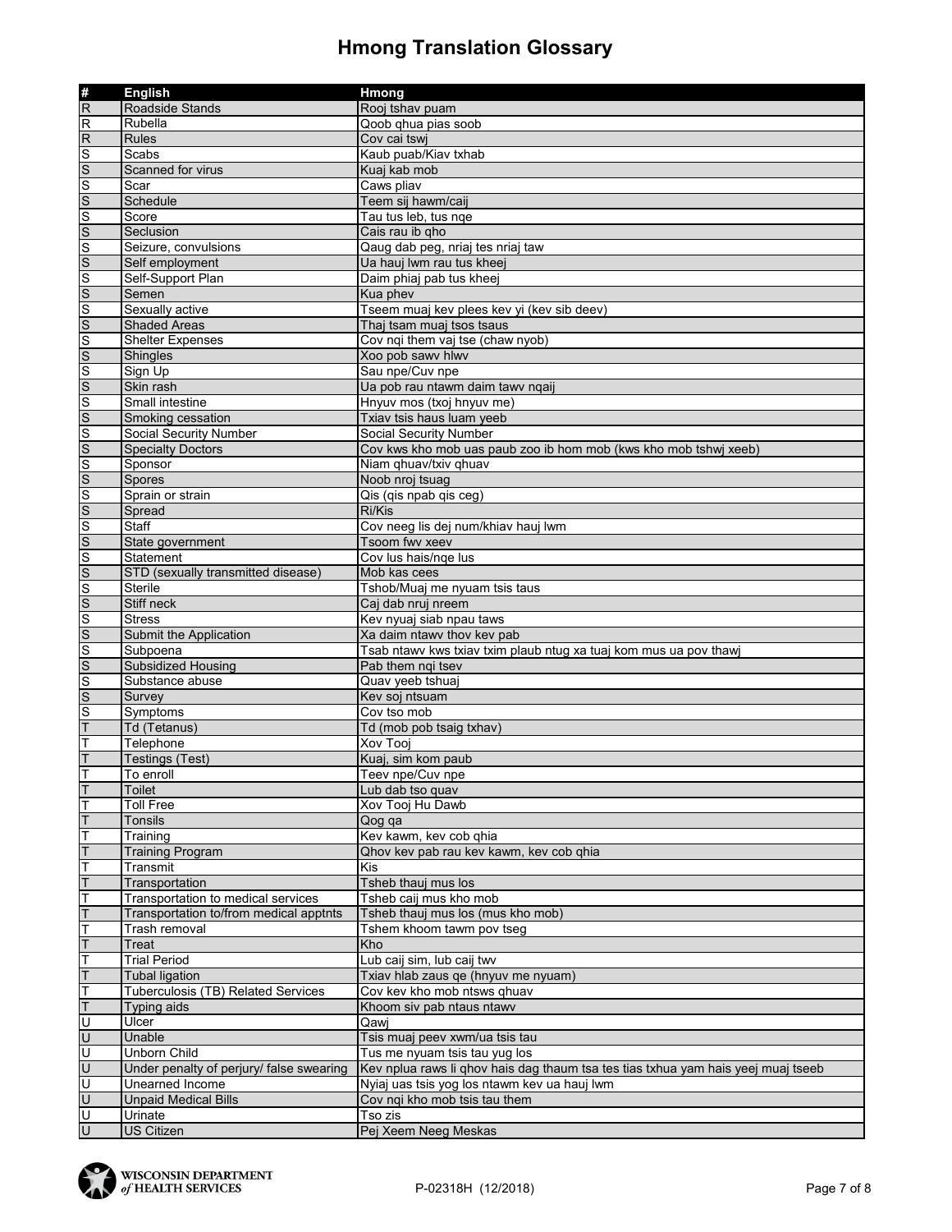# Hmong Translation Glossary

| # | English | Hmong |
|---|---|---|
| R | Roadside Stands | Rooj tshav puam |
| R | Rubella | Qoob qhua pias soob |
| R | Rules | Cov cai tswj |
| S | Scabs | Kaub puab/Kiav txhab |
| S | Scanned for virus | Kuaj kab mob |
| S | Scar | Caws pliav |
| S | Schedule | Teem sij hawm/caij |
| S | Score | Tau tus leb, tus nqe |
| S | Seclusion | Cais rau ib qho |
| S | Seizure, convulsions | Qaug dab peg, nriaj tes nriaj taw |
| S | Self employment | Ua hauj lwm rau tus kheej |
| S | Self-Support Plan | Daim phiaj pab tus kheej |
| S | Semen | Kua phev |
| S | Sexually active | Tseem muaj kev plees kev yi (kev sib deev) |
| S | Shaded Areas | Thaj tsam muaj tsos tsaus |
| S | Shelter Expenses | Cov nqi them vaj tse (chaw nyob) |
| S | Shingles | Xoo pob sawv hlwv |
| S | Sign Up | Sau npe/Cuv npe |
| S | Skin rash | Ua pob rau ntawm daim tawv nqaij |
| S | Small intestine | Hnyuv mos (txoj hnyuv me) |
| S | Smoking cessation | Txiav tsis haus luam yeeb |
| S | Social Security Number | Social Security Number |
| S | Specialty Doctors | Cov kws kho mob uas paub zoo ib hom mob (kws kho mob tshwj xeeb) |
| S | Sponsor | Niam qhuav/txiv qhuav |
| S | Spores | Noob nroj tsuag |
| S | Sprain or strain | Qis (qis npab qis ceg) |
| S | Spread | Ri/Kis |
| S | Staff | Cov neeg lis dej num/khiav hauj lwm |
| S | State government | Tsoom fwv xeev |
| S | Statement | Cov lus hais/nqe lus |
| S | STD (sexually transmitted disease) | Mob kas cees |
| S | Sterile | Tshob/Muaj me nyuam tsis taus |
| S | Stiff neck | Caj dab nruj nreem |
| S | Stress | Kev nyuaj siab npau taws |
| S | Submit the Application | Xa daim ntawv thov kev pab |
| S | Subpoena | Tsab ntawv kws txiav txim plaub ntug xa tuaj kom mus ua pov thawj |
| S | Subsidized Housing | Pab them nqi tsev |
| S | Substance abuse | Quav yeeb tshuaj |
| S | Survey | Kev soj ntsuam |
| S | Symptoms | Cov tso mob |
| T | Td (Tetanus) | Td (mob pob tsaig txhav) |
| T | Telephone | Xov Tooj |
| T | Testings (Test) | Kuaj, sim kom paub |
| T | To enroll | Teev npe/Cuv npe |
| T | Toilet | Lub dab tso quav |
| T | Toll Free | Xov Tooj Hu Dawb |
| T | Tonsils | Qog qa |
| T | Training | Kev kawm, kev cob qhia |
| T | Training Program | Qhov kev pab rau kev kawm, kev cob qhia |
| T | Transmit | Kis |
| T | Transportation | Tsheb thauj mus los |
| T | Transportation to medical services | Tsheb caij mus kho mob |
| T | Transportation to/from medical apptnts | Tsheb thauj mus los (mus kho mob) |
| T | Trash removal | Tshem khoom tawm pov tseg |
| T | Treat | Kho |
| T | Trial Period | Lub caij sim, lub caij twv |
| T | Tubal ligation | Txiav hlab zaus qe (hnyuv me nyuam) |
| T | Tuberculosis (TB) Related Services | Cov kev kho mob ntsws qhuav |
| T | Typing aids | Khoom siv pab ntaus ntawv |
| U | Ulcer | Qawj |
| U | Unable | Tsis muaj peev xwm/ua tsis tau |
| U | Unborn Child | Tus me nyuam tsis tau yug los |
| U | Under penalty of perjury/ false swearing | Kev nplua raws li qhov hais dag thaum tsa tes tias txhua yam hais yeej muaj tseeb |
| U | Unearned Income | Nyiaj uas tsis yog los ntawm kev ua hauj lwm |
| U | Unpaid Medical Bills | Cov nqi kho mob tsis tau them |
| U | Urinate | Tso zis |
| U | US Citizen | Pej Xeem Neeg Meskas |

WISCONSIN DEPARTMENT of HEALTH SERVICES

P-02318H (12/2018)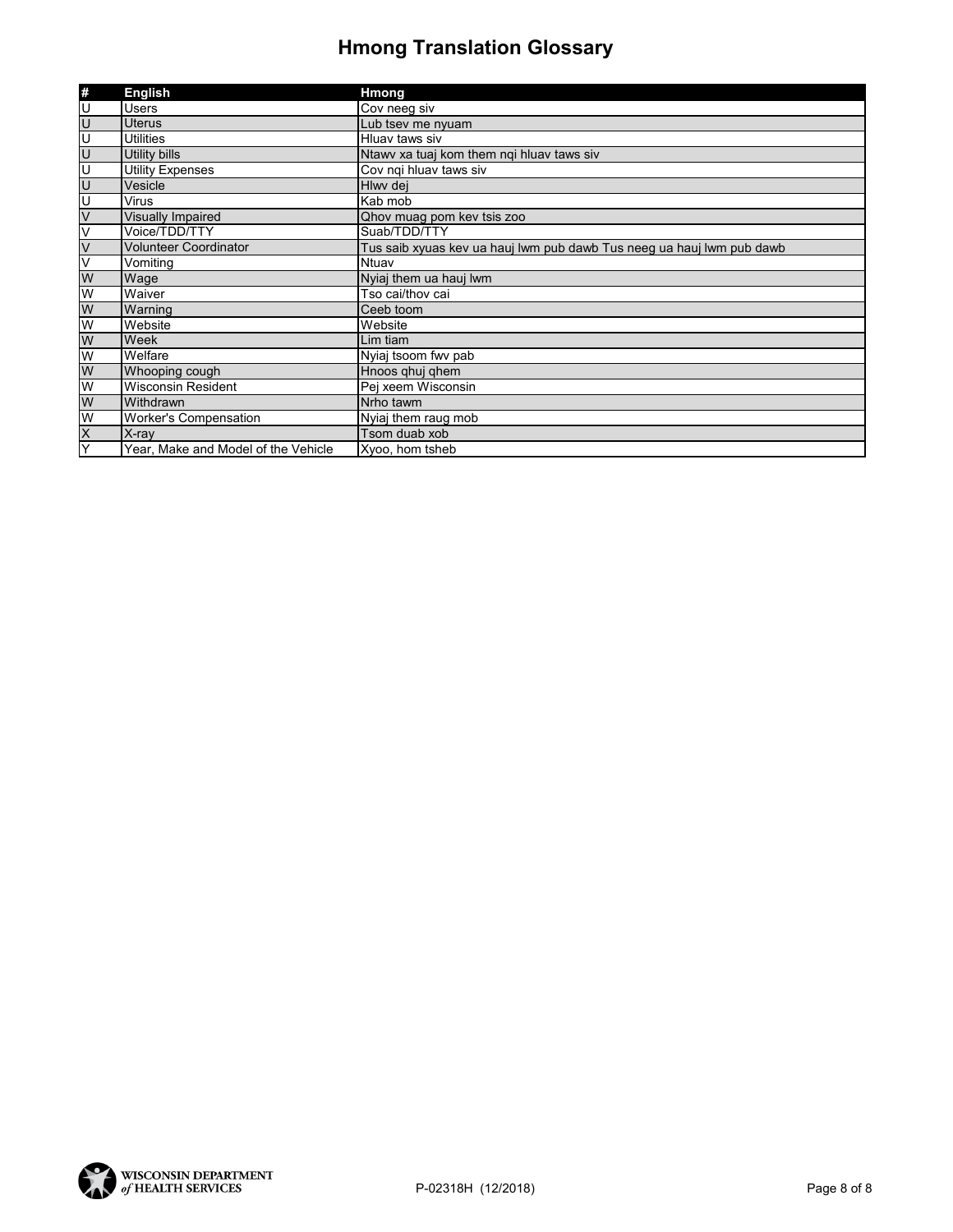# Hmong Translation Glossary

| # | English | Hmong |
|---|---|---|
| U | Users | Cov neeg siv |
| U | Uterus | Lub tsev me nyuam |
| U | Utilities | Hluav taws siv |
| U | Utility bills | Ntawv xa tuaj kom them nqi hluav taws siv |
| U | Utility Expenses | Cov nqi hluav taws siv |
| U | Vesicle | Hlwv dej |
| U | Virus | Kab mob |
| V | Visually Impaired | Qhov muag pom kev tsis zoo |
| V | Voice/TDD/TTY | Suab/TDD/TTY |
| V | Volunteer Coordinator | Tus saib xyuas kev ua hauj lwm pub dawb Tus neeg ua hauj lwm pub dawb |
| V | Vomiting | Ntuav |
| W | Wage | Nyiaj them ua hauj lwm |
| W | Waiver | Tso cai/thov cai |
| W | Warning | Ceeb toom |
| W | Website | Website |
| W | Week | Lim tiam |
| W | Welfare | Nyiaj tsoom fwv pab |
| W | Whooping cough | Hnoos qhuj qhem |
| W | Wisconsin Resident | Pej xeem Wisconsin |
| W | Withdrawn | Nrho tawm |
| W | Worker's Compensation | Nyiaj them raug mob |
| X | X-ray | Tsom duab xob |
| Y | Year, Make and Model of the Vehicle | Xyoo, hom tsheb |

WISCONSIN DEPARTMENT of HEALTH SERVICES

P-02318H (12/2018)